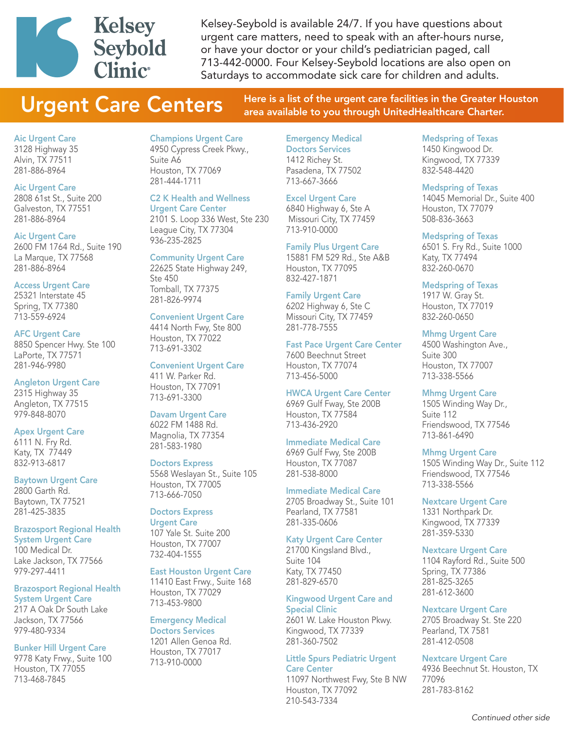# Kelsey Seybold Clinic

Kelsey-Seybold is available 24/7. If you have questions about urgent care matters, need to speak with an after-hours nurse, or have your doctor or your child's pediatrician paged, call 713-442-0000. Four Kelsey-Seybold locations are also open on Saturdays to accommodate sick care for children and adults.

## Urgent Care Centers

**Here is a list of the urgent care facilities in the Greater Houston area available to you through UnitedHealthcare Charter.**

**Aic Urgent Care**
3128 Highway 35
Alvin, TX 77511
281-886-8964

**Aic Urgent Care**
2808 61st St., Suite 200
Galveston, TX 77551
281-886-8964

**Aic Urgent Care**
2600 FM 1764 Rd., Suite 190
La Marque, TX 77568
281-886-8964

**Access Urgent Care**
25321 Interstate 45
Spring, TX 77380
713-559-6924

**AFC Urgent Care**
8850 Spencer Hwy. Ste 100
LaPorte, TX 77571
281-946-9980

**Angleton Urgent Care**
2315 Highway 35
Angleton, TX 77515
979-848-8070

**Apex Urgent Care**
6111 N. Fry Rd.
Katy, TX 77449
832-913-6817

**Baytown Urgent Care**
2800 Garth Rd.
Baytown, TX 77521
281-425-3835

**Brazosport Regional Health System Urgent Care**
100 Medical Dr.
Lake Jackson, TX 77566
979-297-4411

**Brazosport Regional Health System Urgent Care**
217 A Oak Dr South Lake
Jackson, TX 77566
979-480-9334

**Bunker Hill Urgent Care**
9778 Katy Frwy., Suite 100
Houston, TX 77055
713-468-7845

**Champions Urgent Care**
4950 Cypress Creek Pkwy.,
Suite A6
Houston, TX 77069
281-444-1711

**C2 K Health and Wellness Urgent Care Center**
2101 S. Loop 336 West, Ste 230
League City, TX 77304
936-235-2825

**Community Urgent Care**
22625 State Highway 249,
Ste 450
Tomball, TX 77375
281-826-9974

**Convenient Urgent Care**
4414 North Fwy, Ste 800
Houston, TX 77022
713-691-3302

**Convenient Urgent Care**
411 W. Parker Rd.
Houston, TX 77091
713-691-3300

**Davam Urgent Care**
6022 FM 1488 Rd.
Magnolia, TX 77354
281-583-1980

**Doctors Express**
5568 Weslayan St., Suite 105
Houston, TX 77005
713-666-7050

**Doctors Express Urgent Care**
107 Yale St. Suite 200
Houston, TX 77007
732-404-1555

**East Houston Urgent Care**
11410 East Frwy., Suite 168
Houston, TX 77029
713-453-9800

**Emergency Medical Doctors Services**
1201 Allen Genoa Rd.
Houston, TX 77017
713-910-0000

**Emergency Medical Doctors Services**
1412 Richey St.
Pasadena, TX 77502
713-667-3666

**Excel Urgent Care**
6840 Highway 6, Ste A
Missouri City, TX 77459
713-910-0000

**Family Plus Urgent Care**
15881 FM 529 Rd., Ste A&B
Houston, TX 77095
832-427-1871

**Family Urgent Care**
6202 Highway 6, Ste C
Missouri City, TX 77459
281-778-7555

**Fast Pace Urgent Care Center**
7600 Beechnut Street
Houston, TX 77074
713-456-5000

**HWCA Urgent Care Center**
6969 Gulf Fway, Ste 200B
Houston, TX 77584
713-436-2920

**Immediate Medical Care**
6969 Gulf Fwy, Ste 200B
Houston, TX 77087
281-538-8000

**Immediate Medical Care**
2705 Broadway St., Suite 101
Pearland, TX 77581
281-335-0606

**Katy Urgent Care Center**
21700 Kingsland Blvd.,
Suite 104
Katy, TX 77450
281-829-6570

**Kingwood Urgent Care and Special Clinic**
2601 W. Lake Houston Pkwy.
Kingwood, TX 77339
281-360-7502

**Little Spurs Pediatric Urgent Care Center**
11097 Northwest Fwy, Ste B NW
Houston, TX 77092
210-543-7334

**Medspring of Texas**
1450 Kingwood Dr.
Kingwood, TX 77339
832-548-4420

**Medspring of Texas**
14045 Memorial Dr., Suite 400
Houston, TX 77079
508-836-3663

**Medspring of Texas**
6501 S. Fry Rd., Suite 1000
Katy, TX 77494
832-260-0670

**Medspring of Texas**
1917 W. Gray St.
Houston, TX 77019
832-260-0650

**Mhmg Urgent Care**
4500 Washington Ave.,
Suite 300
Houston, TX 77007
713-338-5566

**Mhmg Urgent Care**
1505 Winding Way Dr.,
Suite 112
Friendswood, TX 77546
713-861-6490

**Mhmg Urgent Care**
1505 Winding Way Dr., Suite 112
Friendswood, TX 77546
713-338-5566

**Nextcare Urgent Care**
1331 Northpark Dr.
Kingwood, TX 77339
281-359-5330

**Nextcare Urgent Care**
1104 Rayford Rd., Suite 500
Spring, TX 77386
281-825-3265
281-612-3600

**Nextcare Urgent Care**
2705 Broadway St. Ste 220
Pearland, TX 7581
281-412-0508

**Nextcare Urgent Care**
4936 Beechnut St. Houston, TX
77096
281-783-8162

*Continued other side*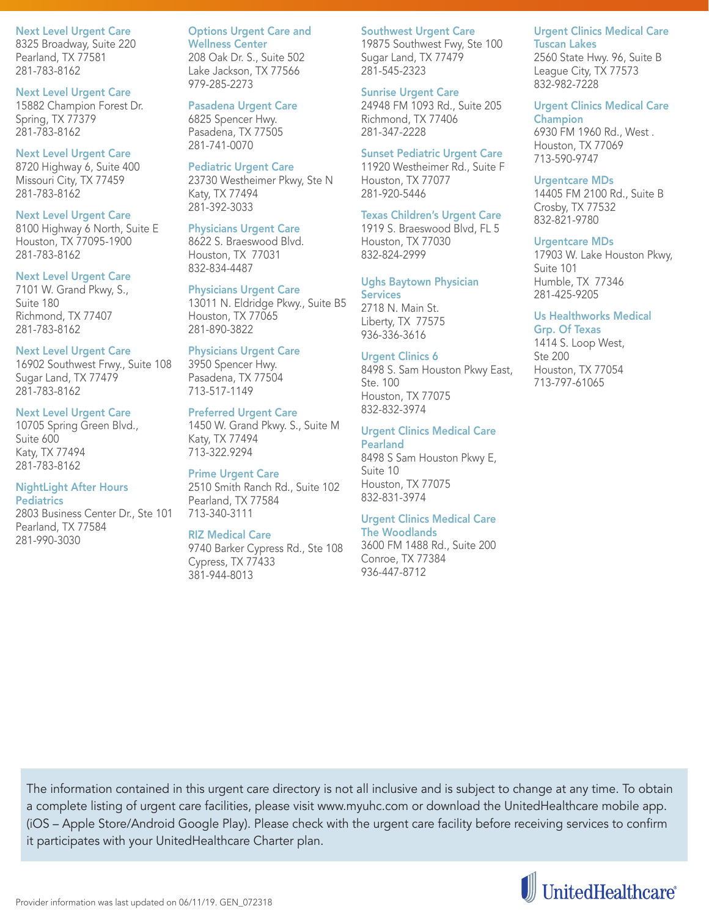**Next Level Urgent Care**
8325 Broadway, Suite 220
Pearland, TX 77581
281-783-8162

**Next Level Urgent Care**
15882 Champion Forest Dr.
Spring, TX 77379
281-783-8162

**Next Level Urgent Care**
8720 Highway 6, Suite 400
Missouri City, TX 77459
281-783-8162

**Next Level Urgent Care**
8100 Highway 6 North, Suite E
Houston, TX 77095-1900
281-783-8162

**Next Level Urgent Care**
7101 W. Grand Pkwy, S.,
Suite 180
Richmond, TX 77407
281-783-8162

**Next Level Urgent Care**
16902 Southwest Frwy., Suite 108
Sugar Land, TX 77479
281-783-8162

**Next Level Urgent Care**
10705 Spring Green Blvd.,
Suite 600
Katy, TX 77494
281-783-8162

**NightLight After Hours Pediatrics**
2803 Business Center Dr., Ste 101
Pearland, TX 77584
281-990-3030

**Options Urgent Care and Wellness Center**
208 Oak Dr. S., Suite 502
Lake Jackson, TX 77566
979-285-2273

**Pasadena Urgent Care**
6825 Spencer Hwy.
Pasadena, TX 77505
281-741-0070

**Pediatric Urgent Care**
23730 Westheimer Pkwy, Ste N
Katy, TX 77494
281-392-3033

**Physicians Urgent Care**
8622 S. Braeswood Blvd.
Houston, TX 77031
832-834-4487

**Physicians Urgent Care**
13011 N. Eldridge Pkwy., Suite B5
Houston, TX 77065
281-890-3822

**Physicians Urgent Care**
3950 Spencer Hwy.
Pasadena, TX 77504
713-517-1149

**Preferred Urgent Care**
1450 W. Grand Pkwy. S., Suite M
Katy, TX 77494
713-322.9294

**Prime Urgent Care**
2510 Smith Ranch Rd., Suite 102
Pearland, TX 77584
713-340-3111

**RIZ Medical Care**
9740 Barker Cypress Rd., Ste 108
Cypress, TX 77433
381-944-8013

**Southwest Urgent Care**
19875 Southwest Fwy, Ste 100
Sugar Land, TX 77479
281-545-2323

**Sunrise Urgent Care**
24948 FM 1093 Rd., Suite 205
Richmond, TX 77406
281-347-2228

**Sunset Pediatric Urgent Care**
11920 Westheimer Rd., Suite F
Houston, TX 77077
281-920-5446

**Texas Children's Urgent Care**
1919 S. Braeswood Blvd, FL 5
Houston, TX 77030
832-824-2999

**Ughs Baytown Physician Services**
2718 N. Main St.
Liberty, TX 77575
936-336-3616

**Urgent Clinics 6**
8498 S. Sam Houston Pkwy East,
Ste. 100
Houston, TX 77075
832-832-3974

**Urgent Clinics Medical Care Pearland**
8498 S Sam Houston Pkwy E,
Suite 10
Houston, TX 77075
832-831-3974

**Urgent Clinics Medical Care The Woodlands**
3600 FM 1488 Rd., Suite 200
Conroe, TX 77384
936-447-8712

**Urgent Clinics Medical Care Tuscan Lakes**
2560 State Hwy. 96, Suite B
League City, TX 77573
832-982-7228

**Urgent Clinics Medical Care Champion**
6930 FM 1960 Rd., West .
Houston, TX 77069
713-590-9747

**Urgentcare MDs**
14405 FM 2100 Rd., Suite B
Crosby, TX 77532
832-821-9780

**Urgentcare MDs**
17903 W. Lake Houston Pkwy,
Suite 101
Humble, TX 77346
281-425-9205

**Us Healthworks Medical Grp. Of Texas**
1414 S. Loop West,
Ste 200
Houston, TX 77054
713-797-61065

The information contained in this urgent care directory is not all inclusive and is subject to change at any time. To obtain a complete listing of urgent care facilities, please visit www.myuhc.com or download the UnitedHealthcare mobile app. (iOS – Apple Store/Android Google Play). Please check with the urgent care facility before receiving services to confirm it participates with your UnitedHealthcare Charter plan.

Provider information was last updated on 06/11/19. GEN_072318

UnitedHealthcare®